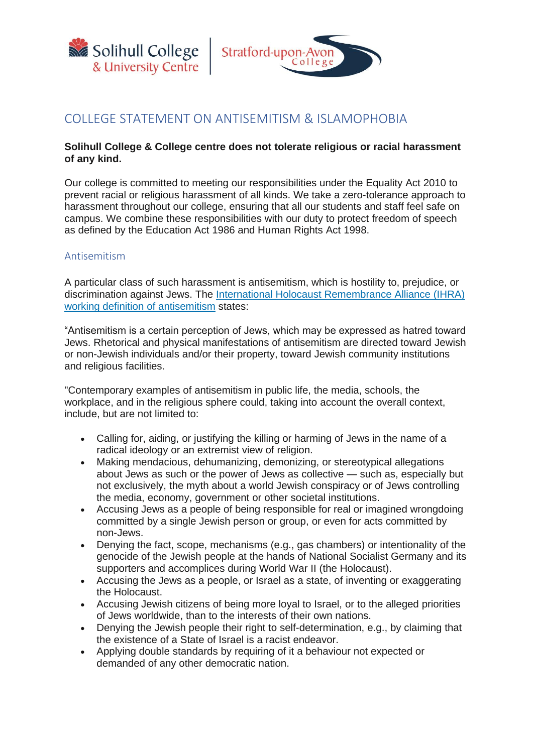# COLLEGE STATEMENT ON ANTISEMITISM & ISLAMOPHOBIA

**Solihull College & College centre does not tolerate religious or racial harassment of any kind.**

Our college is committed to meeting our responsibilities under the Equality Act 2010 to prevent racial or religious harassment of all kinds. We take a zero-tolerance approach to harassment throughout our college, ensuring that all our students and staff feel safe on campus. We combine these responsibilities with our duty to protect freedom of speech as defined by the Education Act 1986 and Human Rights Act 1998.

## Antisemitism

A particular class of such harassment is antisemitism, which is hostility to, prejudice, or discrimination against Jews. The [International Holocaust Remembrance Alliance (IHRA) working definition of antisemitism] states:

"Antisemitism is a certain perception of Jews, which may be expressed as hatred toward Jews. Rhetorical and physical manifestations of antisemitism are directed toward Jewish or non-Jewish individuals and/or their property, toward Jewish community institutions and religious facilities.

"Contemporary examples of antisemitism in public life, the media, schools, the workplace, and in the religious sphere could, taking into account the overall context, include, but are not limited to:

- Calling for, aiding, or justifying the killing or harming of Jews in the name of a radical ideology or an extremist view of religion.
- Making mendacious, dehumanizing, demonizing, or stereotypical allegations about Jews as such or the power of Jews as collective — such as, especially but not exclusively, the myth about a world Jewish conspiracy or of Jews controlling the media, economy, government or other societal institutions.
- Accusing Jews as a people of being responsible for real or imagined wrongdoing committed by a single Jewish person or group, or even for acts committed by non-Jews.
- Denying the fact, scope, mechanisms (e.g., gas chambers) or intentionality of the genocide of the Jewish people at the hands of National Socialist Germany and its supporters and accomplices during World War II (the Holocaust).
- Accusing the Jews as a people, or Israel as a state, of inventing or exaggerating the Holocaust.
- Accusing Jewish citizens of being more loyal to Israel, or to the alleged priorities of Jews worldwide, than to the interests of their own nations.
- Denying the Jewish people their right to self-determination, e.g., by claiming that the existence of a State of Israel is a racist endeavor.
- Applying double standards by requiring of it a behaviour not expected or demanded of any other democratic nation.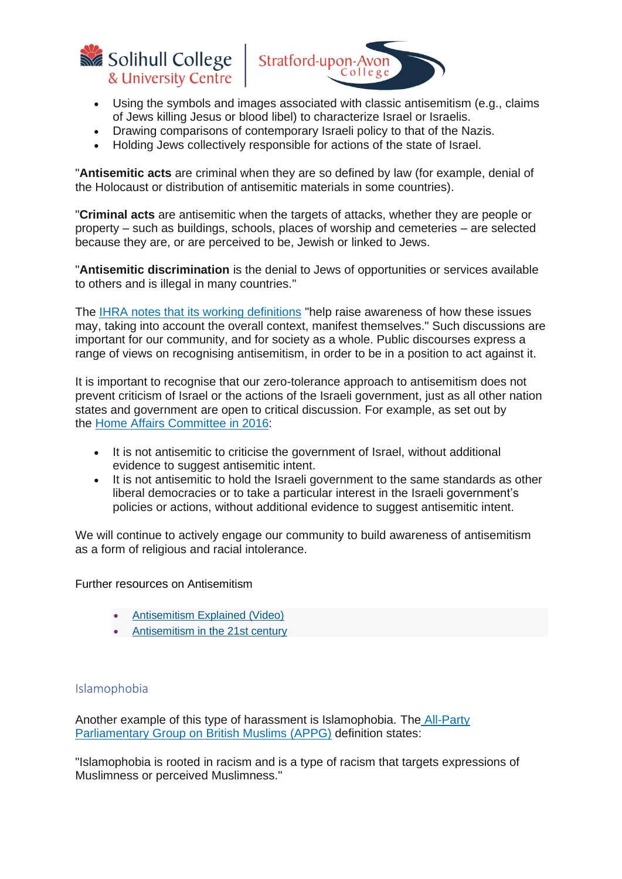- Using the symbols and images associated with classic antisemitism (e.g., claims of Jews killing Jesus or blood libel) to characterize Israel or Israelis.
- Drawing comparisons of contemporary Israeli policy to that of the Nazis.
- Holding Jews collectively responsible for actions of the state of Israel.

"**Antisemitic acts** are criminal when they are so defined by law (for example, denial of the Holocaust or distribution of antisemitic materials in some countries).

"**Criminal acts** are antisemitic when the targets of attacks, whether they are people or property – such as buildings, schools, places of worship and cemeteries – are selected because they are, or are perceived to be, Jewish or linked to Jews.

"**Antisemitic discrimination** is the denial to Jews of opportunities or services available to others and is illegal in many countries."

The IHRA notes that its working definitions "help raise awareness of how these issues may, taking into account the overall context, manifest themselves." Such discussions are important for our community, and for society as a whole. Public discourses express a range of views on recognising antisemitism, in order to be in a position to act against it.

It is important to recognise that our zero-tolerance approach to antisemitism does not prevent criticism of Israel or the actions of the Israeli government, just as all other nation states and government are open to critical discussion. For example, as set out by the Home Affairs Committee in 2016:

- It is not antisemitic to criticise the government of Israel, without additional evidence to suggest antisemitic intent.
- It is not antisemitic to hold the Israeli government to the same standards as other liberal democracies or to take a particular interest in the Israeli government's policies or actions, without additional evidence to suggest antisemitic intent.

We will continue to actively engage our community to build awareness of antisemitism as a form of religious and racial intolerance.

Further resources on Antisemitism

- Antisemitism Explained (Video)
- Antisemitism in the 21st century

## Islamophobia

Another example of this type of harassment is Islamophobia. The All-Party Parliamentary Group on British Muslims (APPG) definition states:

"Islamophobia is rooted in racism and is a type of racism that targets expressions of Muslimness or perceived Muslimness."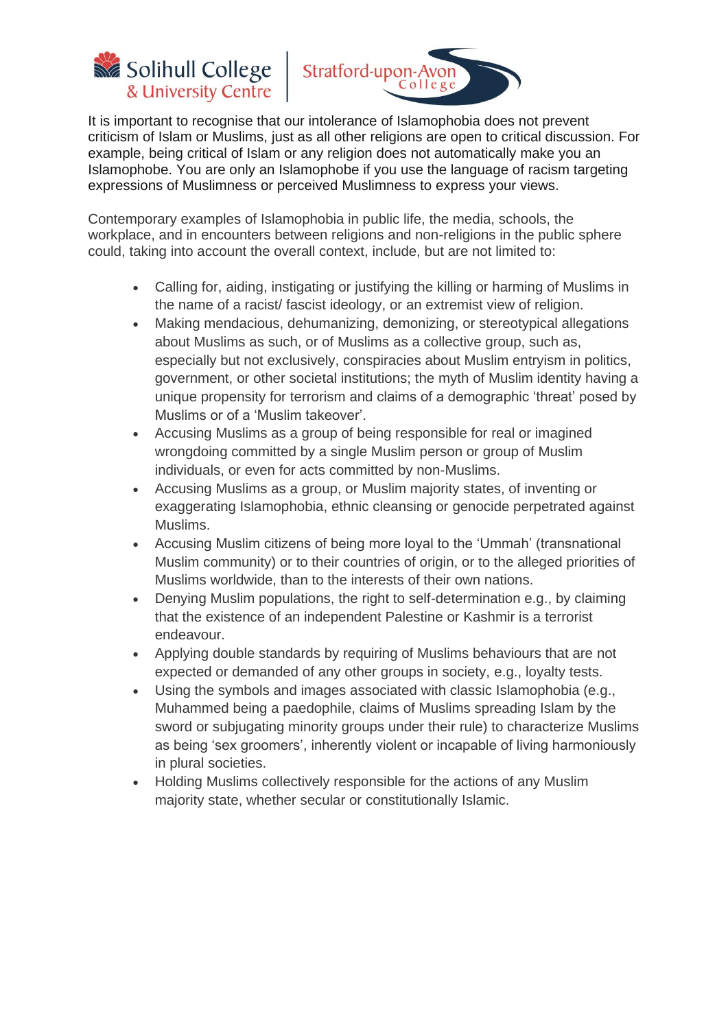It is important to recognise that our intolerance of Islamophobia does not prevent criticism of Islam or Muslims, just as all other religions are open to critical discussion. For example, being critical of Islam or any religion does not automatically make you an Islamophobe. You are only an Islamophobe if you use the language of racism targeting expressions of Muslimness or perceived Muslimness to express your views.

Contemporary examples of Islamophobia in public life, the media, schools, the workplace, and in encounters between religions and non-religions in the public sphere could, taking into account the overall context, include, but are not limited to:

- Calling for, aiding, instigating or justifying the killing or harming of Muslims in the name of a racist/ fascist ideology, or an extremist view of religion.
- Making mendacious, dehumanizing, demonizing, or stereotypical allegations about Muslims as such, or of Muslims as a collective group, such as, especially but not exclusively, conspiracies about Muslim entryism in politics, government, or other societal institutions; the myth of Muslim identity having a unique propensity for terrorism and claims of a demographic 'threat' posed by Muslims or of a 'Muslim takeover'.
- Accusing Muslims as a group of being responsible for real or imagined wrongdoing committed by a single Muslim person or group of Muslim individuals, or even for acts committed by non-Muslims.
- Accusing Muslims as a group, or Muslim majority states, of inventing or exaggerating Islamophobia, ethnic cleansing or genocide perpetrated against Muslims.
- Accusing Muslim citizens of being more loyal to the 'Ummah' (transnational Muslim community) or to their countries of origin, or to the alleged priorities of Muslims worldwide, than to the interests of their own nations.
- Denying Muslim populations, the right to self-determination e.g., by claiming that the existence of an independent Palestine or Kashmir is a terrorist endeavour.
- Applying double standards by requiring of Muslims behaviours that are not expected or demanded of any other groups in society, e.g., loyalty tests.
- Using the symbols and images associated with classic Islamophobia (e.g., Muhammed being a paedophile, claims of Muslims spreading Islam by the sword or subjugating minority groups under their rule) to characterize Muslims as being 'sex groomers', inherently violent or incapable of living harmoniously in plural societies.
- Holding Muslims collectively responsible for the actions of any Muslim majority state, whether secular or constitutionally Islamic.